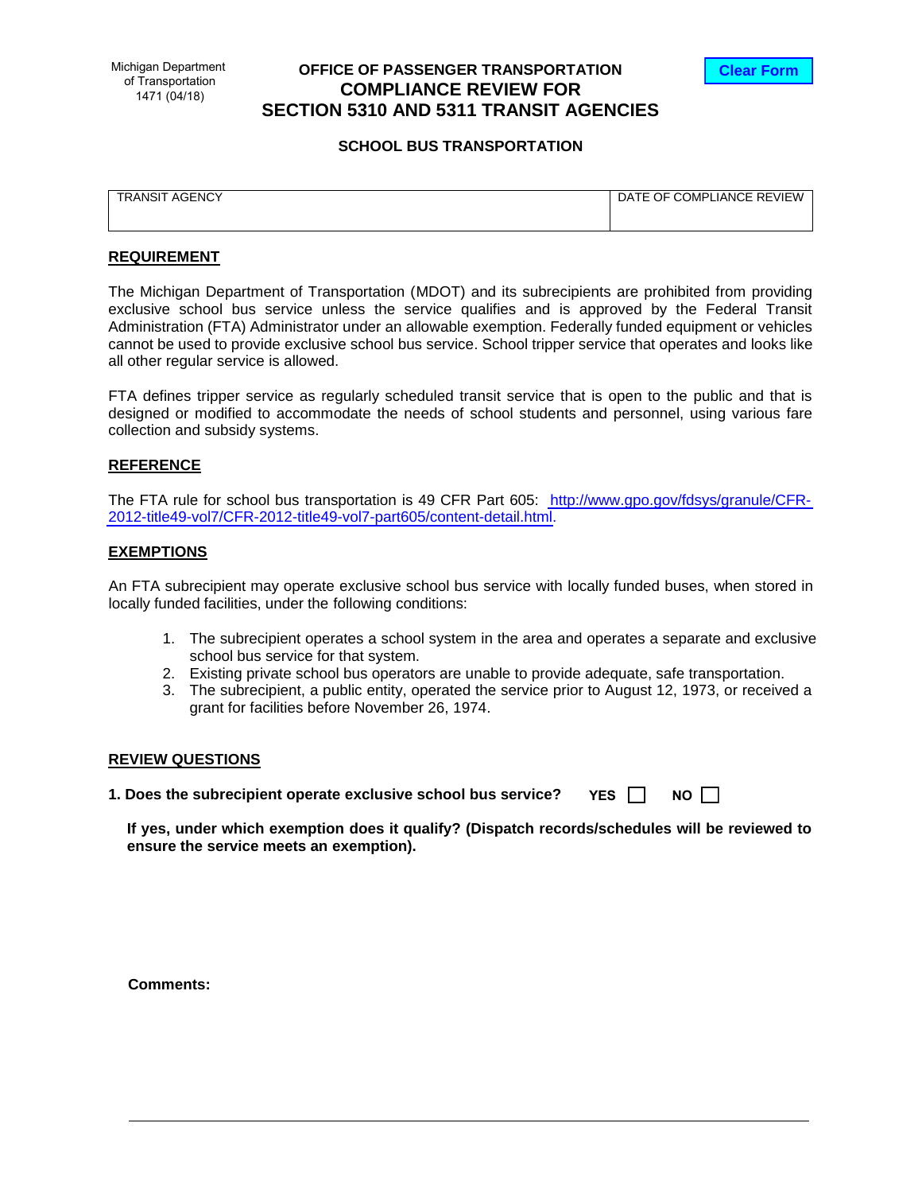Michigan Department of Transportation
1471 (04/18)

**OFFICE OF PASSENGER TRANSPORTATION**

# COMPLIANCE REVIEW FOR SECTION 5310 AND 5311 TRANSIT AGENCIES

## SCHOOL BUS TRANSPORTATION

| TRANSIT AGENCY | DATE OF COMPLIANCE REVIEW |
|---|---|
| | |

**REQUIREMENT**

The Michigan Department of Transportation (MDOT) and its subrecipients are prohibited from providing exclusive school bus service unless the service qualifies and is approved by the Federal Transit Administration (FTA) Administrator under an allowable exemption. Federally funded equipment or vehicles cannot be used to provide exclusive school bus service. School tripper service that operates and looks like all other regular service is allowed.

FTA defines tripper service as regularly scheduled transit service that is open to the public and that is designed or modified to accommodate the needs of school students and personnel, using various fare collection and subsidy systems.

**REFERENCE**

The FTA rule for school bus transportation is 49 CFR Part 605: http://www.gpo.gov/fdsys/granule/CFR-2012-title49-vol7/CFR-2012-title49-vol7-part605/content-detail.html.

**EXEMPTIONS**

An FTA subrecipient may operate exclusive school bus service with locally funded buses, when stored in locally funded facilities, under the following conditions:

1. The subrecipient operates a school system in the area and operates a separate and exclusive school bus service for that system.
2. Existing private school bus operators are unable to provide adequate, safe transportation.
3. The subrecipient, a public entity, operated the service prior to August 12, 1973, or received a grant for facilities before November 26, 1974.

**REVIEW QUESTIONS**

**1. Does the subrecipient operate exclusive school bus service?** **YES** ☐ **NO** ☐

**If yes, under which exemption does it qualify? (Dispatch records/schedules will be reviewed to ensure the service meets an exemption).**

**Comments:**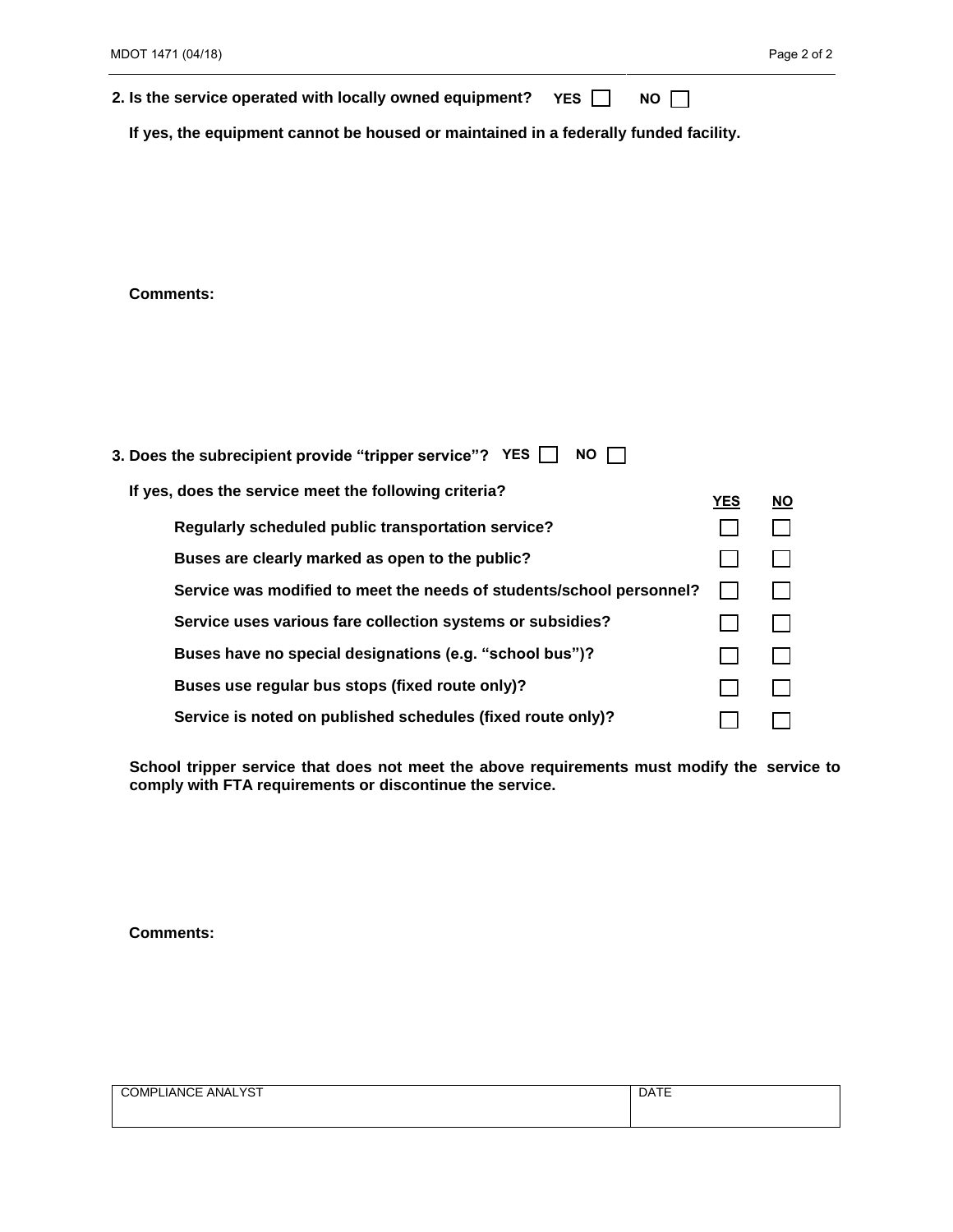**2. Is the service operated with locally owned equipment?** **YES** ☐ **NO** ☐

**If yes, the equipment cannot be housed or maintained in a federally funded facility.**

**Comments:**

**3. Does the subrecipient provide "tripper service"?** **YES** ☐ **NO** ☐

**If yes, does the service meet the following criteria?**

| | YES | NO |
|---|---|---|
| **Regularly scheduled public transportation service?** | ☐ | ☐ |
| **Buses are clearly marked as open to the public?** | ☐ | ☐ |
| **Service was modified to meet the needs of students/school personnel?** | ☐ | ☐ |
| **Service uses various fare collection systems or subsidies?** | ☐ | ☐ |
| **Buses have no special designations (e.g. "school bus")?** | ☐ | ☐ |
| **Buses use regular bus stops (fixed route only)?** | ☐ | ☐ |
| **Service is noted on published schedules (fixed route only)?** | ☐ | ☐ |

**School tripper service that does not meet the above requirements must modify the service to comply with FTA requirements or discontinue the service.**

**Comments:**

| COMPLIANCE ANALYST | DATE |
|---|---|
| | |